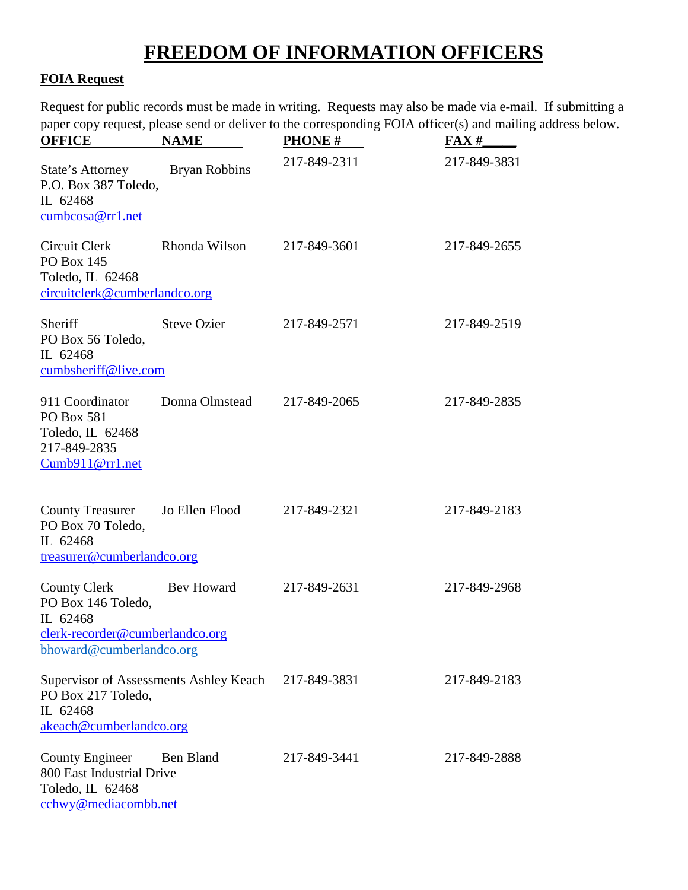# FREEDOM OF INFORMATION OFFICERS

**FOIA Request**

Request for public records must be made in writing. Requests may also be made via e-mail. If submitting a paper copy request, please send or deliver to the corresponding FOIA officer(s) and mailing address below.

| OFFICE | NAME | PHONE # | FAX # |
|---|---|---|---|
| State's Attorney<br>P.O. Box 387 Toledo, IL 62468<br>cumbcosa@rr1.net | Bryan Robbins | 217-849-2311 | 217-849-3831 |
| Circuit Clerk<br>PO Box 145<br>Toledo, IL 62468<br>circuitclerk@cumberlandco.org | Rhonda Wilson | 217-849-3601 | 217-849-2655 |
| Sheriff<br>PO Box 56 Toledo, IL 62468<br>cumbsheriff@live.com | Steve Ozier | 217-849-2571 | 217-849-2519 |
| 911 Coordinator<br>PO Box 581<br>Toledo, IL 62468<br>217-849-2835<br>Cumb911@rr1.net | Donna Olmstead | 217-849-2065 | 217-849-2835 |
| County Treasurer<br>PO Box 70 Toledo, IL 62468<br>treasurer@cumberlandco.org | Jo Ellen Flood | 217-849-2321 | 217-849-2183 |
| County Clerk<br>PO Box 146 Toledo, IL 62468<br>clerk-recorder@cumberlandco.org<br>bhoward@cumberlandco.org | Bev Howard | 217-849-2631 | 217-849-2968 |
| Supervisor of Assessments<br>PO Box 217 Toledo, IL 62468<br>akeach@cumberlandco.org | Ashley Keach | 217-849-3831 | 217-849-2183 |
| County Engineer<br>800 East Industrial Drive<br>Toledo, IL 62468<br>cchwy@mediacombb.net | Ben Bland | 217-849-3441 | 217-849-2888 |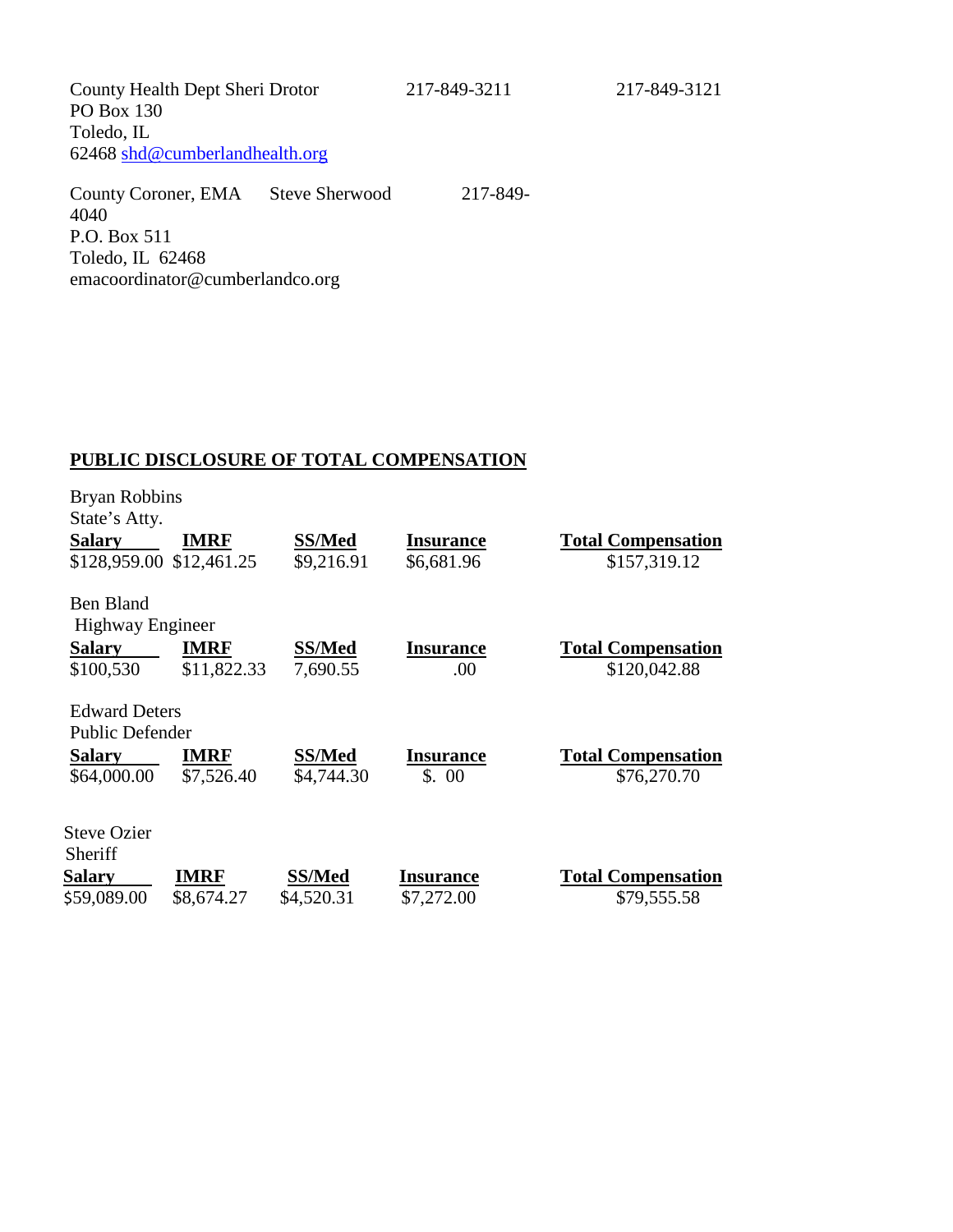County Health Dept Sheri Drotor 217-849-3211 217-849-3121
PO Box 130
Toledo, IL
62468 shd@cumberlandhealth.org

County Coroner, EMA Steve Sherwood 217-849-4040
P.O. Box 511
Toledo, IL 62468
emacoordinator@cumberlandco.org

## PUBLIC DISCLOSURE OF TOTAL COMPENSATION

Bryan Robbins
State's Atty.

| Salary | IMRF | SS/Med | Insurance | Total Compensation |
|---|---|---|---|---|
| $128,959.00 | $12,461.25 | $9,216.91 | $6,681.96 | $157,319.12 |

Ben Bland
Highway Engineer

| Salary | IMRF | SS/Med | Insurance | Total Compensation |
|---|---|---|---|---|
| $100,530 | $11,822.33 | 7,690.55 | .00 | $120,042.88 |

Edward Deters
Public Defender

| Salary | IMRF | SS/Med | Insurance | Total Compensation |
|---|---|---|---|---|
| $64,000.00 | $7,526.40 | $4,744.30 | $. 00 | $76,270.70 |

Steve Ozier
Sheriff

| Salary | IMRF | SS/Med | Insurance | Total Compensation |
|---|---|---|---|---|
| $59,089.00 | $8,674.27 | $4,520.31 | $7,272.00 | $79,555.58 |